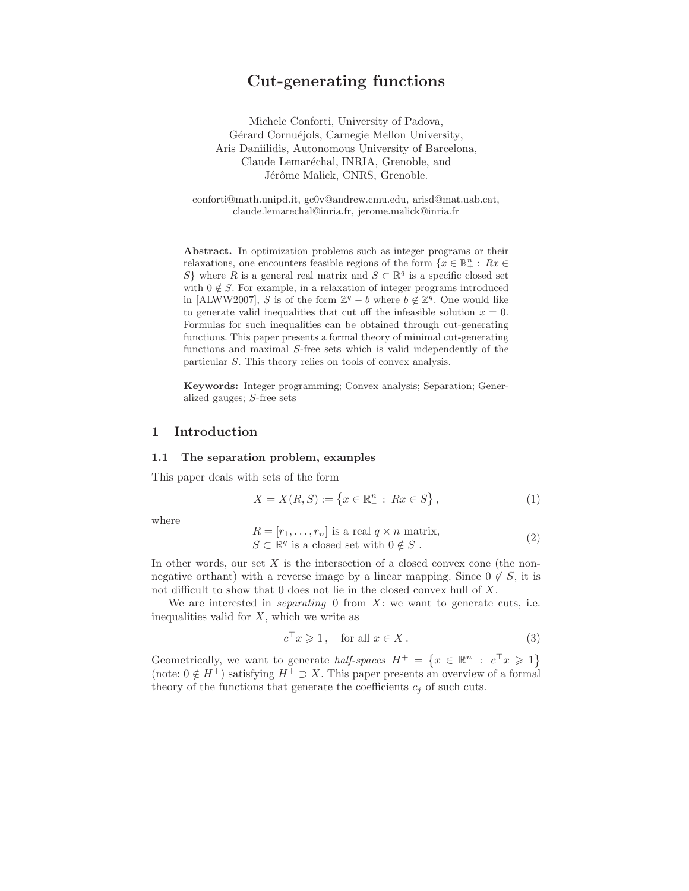# Cut-generating functions

Michele Conforti, University of Padova,
Gérard Cornuéjols, Carnegie Mellon University,
Aris Daniilidis, Autonomous University of Barcelona,
Claude Lemaréchal, INRIA, Grenoble, and
Jérôme Malick, CNRS, Grenoble.

conforti@math.unipd.it, gc0v@andrew.cmu.edu, arisd@mat.uab.cat,
claude.lemarechal@inria.fr, jerome.malick@inria.fr

**Abstract.** In optimization problems such as integer programs or their relaxations, one encounters feasible regions of the form $\{x \in \mathbb{R}^n_+ : Rx \in S\}$ where $R$ is a general real matrix and $S \subset \mathbb{R}^q$ is a specific closed set with $0 \notin S$. For example, in a relaxation of integer programs introduced in [ALWW2007], $S$ is of the form $\mathbb{Z}^q - b$ where $b \notin \mathbb{Z}^q$. One would like to generate valid inequalities that cut off the infeasible solution $x = 0$. Formulas for such inequalities can be obtained through cut-generating functions. This paper presents a formal theory of minimal cut-generating functions and maximal $S$-free sets which is valid independently of the particular $S$. This theory relies on tools of convex analysis.

**Keywords:** Integer programming; Convex analysis; Separation; Generalized gauges; $S$-free sets

## 1 Introduction

### 1.1 The separation problem, examples

This paper deals with sets of the form

$$X = X(R, S) := \{x \in \mathbb{R}^n_+ : Rx \in S\}, \tag{1}$$

where

$$\begin{aligned} &R = [r_1, \ldots, r_n] \text{ is a real } q \times n \text{ matrix,} \\ &S \subset \mathbb{R}^q \text{ is a closed set with } 0 \notin S\,. \end{aligned} \tag{2}$$

In other words, our set $X$ is the intersection of a closed convex cone (the nonnegative orthant) with a reverse image by a linear mapping. Since $0 \notin S$, it is not difficult to show that 0 does not lie in the closed convex hull of $X$.

We are interested in *separating* 0 from $X$: we want to generate cuts, i.e. inequalities valid for $X$, which we write as

$$c^\top x \geqslant 1\,, \quad \text{for all } x \in X\,. \tag{3}$$

Geometrically, we want to generate *half-spaces* $H^+ = \{x \in \mathbb{R}^n : c^\top x \geqslant 1\}$ (note: $0 \notin H^+$) satisfying $H^+ \supset X$. This paper presents an overview of a formal theory of the functions that generate the coefficients $c_j$ of such cuts.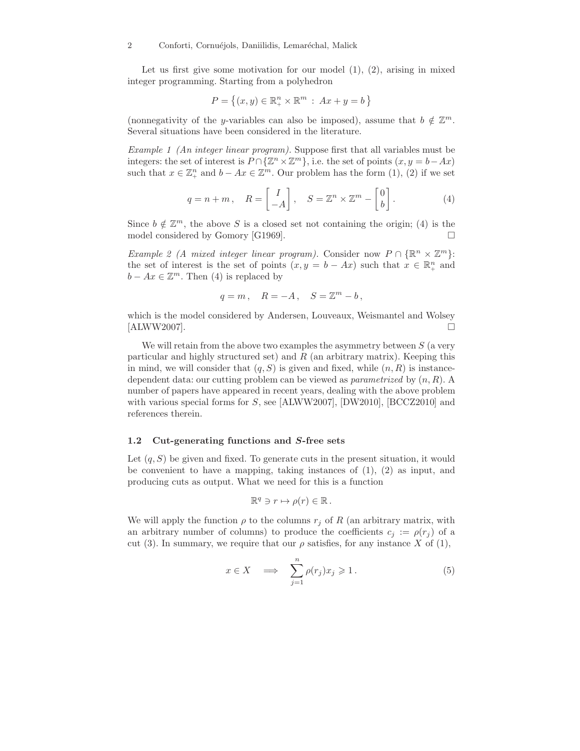Let us first give some motivation for our model (1), (2), arising in mixed integer programming. Starting from a polyhedron

$$P = \big\{(x,y) \in \mathbb{R}^n_+ \times \mathbb{R}^m \,:\, Ax + y = b\,\big\}$$

(nonnegativity of the $y$-variables can also be imposed), assume that $b \notin \mathbb{Z}^m$. Several situations have been considered in the literature.

*Example 1 (An integer linear program).* Suppose first that all variables must be integers: the set of interest is $P \cap \{\mathbb{Z}^n \times \mathbb{Z}^m\}$, i.e. the set of points $(x, y = b - Ax)$ such that $x \in \mathbb{Z}^n_+$ and $b - Ax \in \mathbb{Z}^m$. Our problem has the form (1), (2) if we set

$$q = n + m\,, \quad R = \begin{bmatrix} I \\ -A \end{bmatrix}, \quad S = \mathbb{Z}^n \times \mathbb{Z}^m - \begin{bmatrix} 0 \\ b \end{bmatrix}. \tag{4}$$

Since $b \notin \mathbb{Z}^m$, the above $S$ is a closed set not containing the origin; (4) is the model considered by Gomory [G1969]. □

*Example 2 (A mixed integer linear program).* Consider now $P \cap \{\mathbb{R}^n \times \mathbb{Z}^m\}$: the set of interest is the set of points $(x, y = b - Ax)$ such that $x \in \mathbb{R}^n_+$ and $b - Ax \in \mathbb{Z}^m$. Then (4) is replaced by

$$q = m\,, \quad R = -A\,, \quad S = \mathbb{Z}^m - b\,,$$

which is the model considered by Andersen, Louveaux, Weismantel and Wolsey [ALWW2007]. □

We will retain from the above two examples the asymmetry between $S$ (a very particular and highly structured set) and $R$ (an arbitrary matrix). Keeping this in mind, we will consider that $(q, S)$ is given and fixed, while $(n, R)$ is instance-dependent data: our cutting problem can be viewed as *parametrized* by $(n, R)$. A number of papers have appeared in recent years, dealing with the above problem with various special forms for $S$, see [ALWW2007], [DW2010], [BCCZ2010] and references therein.

### 1.2 Cut-generating functions and $S$-free sets

Let $(q, S)$ be given and fixed. To generate cuts in the present situation, it would be convenient to have a mapping, taking instances of (1), (2) as input, and producing cuts as output. What we need for this is a function

$$\mathbb{R}^q \ni r \mapsto \rho(r) \in \mathbb{R}\,.$$

We will apply the function $\rho$ to the columns $r_j$ of $R$ (an arbitrary matrix, with an arbitrary number of columns) to produce the coefficients $c_j := \rho(r_j)$ of a cut (3). In summary, we require that our $\rho$ satisfies, for any instance $X$ of (1),

$$x \in X \quad \Longrightarrow \quad \sum_{j=1}^{n} \rho(r_j) x_j \geqslant 1\,. \tag{5}$$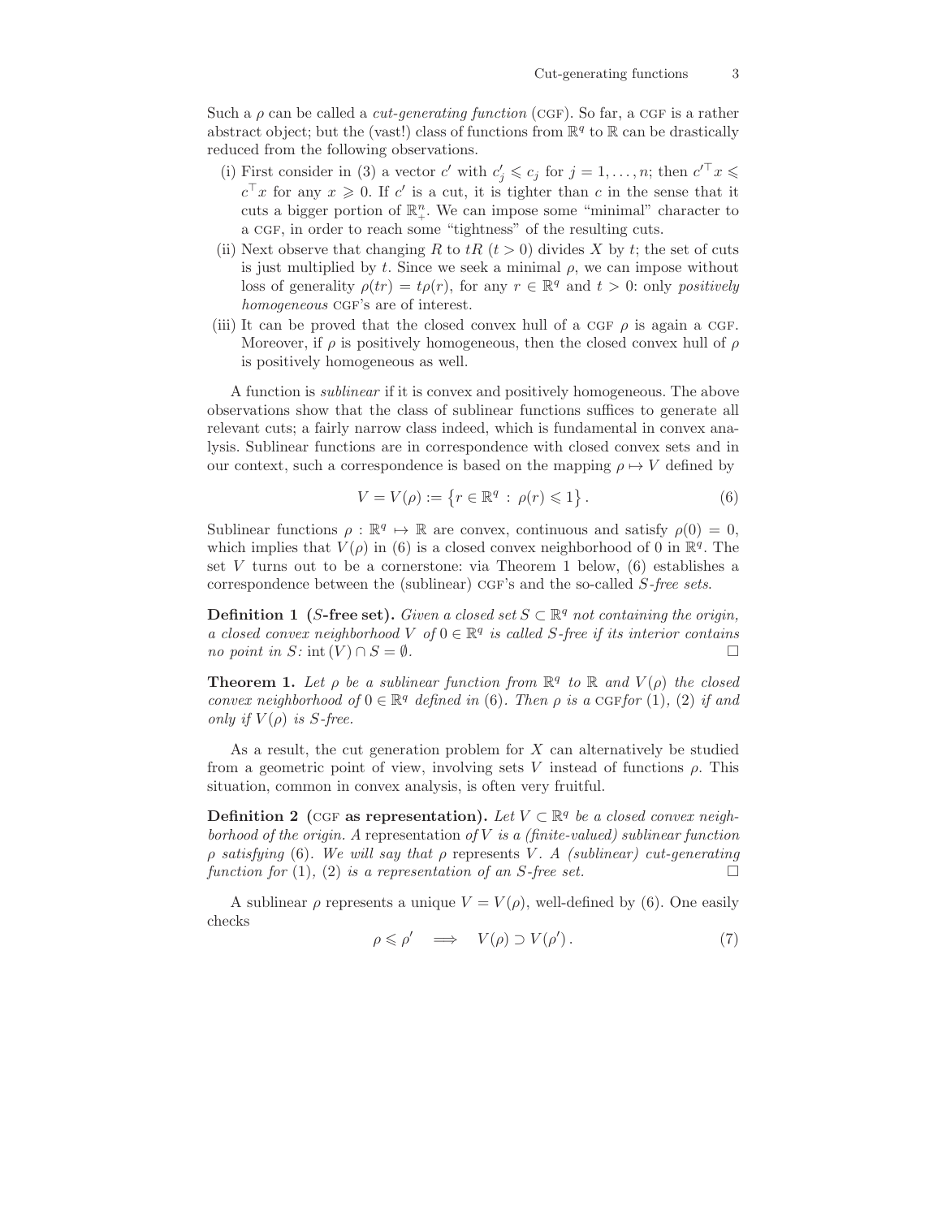Such a $\rho$ can be called a *cut-generating function* (CGF). So far, a CGF is a rather abstract object; but the (vast!) class of functions from $\mathbb{R}^q$ to $\mathbb{R}$ can be drastically reduced from the following observations.

(i) First consider in (3) a vector $c'$ with $c'_j \leqslant c_j$ for $j = 1, \ldots, n$; then $c'^\top x \leqslant c^\top x$ for any $x \geqslant 0$. If $c'$ is a cut, it is tighter than $c$ in the sense that it cuts a bigger portion of $\mathbb{R}^n_+$. We can impose some "minimal" character to a CGF, in order to reach some "tightness" of the resulting cuts.

(ii) Next observe that changing $R$ to $tR$ ($t > 0$) divides $X$ by $t$; the set of cuts is just multiplied by $t$. Since we seek a minimal $\rho$, we can impose without loss of generality $\rho(tr) = t\rho(r)$, for any $r \in \mathbb{R}^q$ and $t > 0$: only *positively homogeneous* CGF's are of interest.

(iii) It can be proved that the closed convex hull of a CGF $\rho$ is again a CGF. Moreover, if $\rho$ is positively homogeneous, then the closed convex hull of $\rho$ is positively homogeneous as well.

A function is *sublinear* if it is convex and positively homogeneous. The above observations show that the class of sublinear functions suffices to generate all relevant cuts; a fairly narrow class indeed, which is fundamental in convex analysis. Sublinear functions are in correspondence with closed convex sets and in our context, such a correspondence is based on the mapping $\rho \mapsto V$ defined by

$$V = V(\rho) := \left\{ r \in \mathbb{R}^q \,:\, \rho(r) \leqslant 1 \right\}. \tag{6}$$

Sublinear functions $\rho : \mathbb{R}^q \mapsto \mathbb{R}$ are convex, continuous and satisfy $\rho(0) = 0$, which implies that $V(\rho)$ in (6) is a closed convex neighborhood of 0 in $\mathbb{R}^q$. The set $V$ turns out to be a cornerstone: via Theorem 1 below, (6) establishes a correspondence between the (sublinear) CGF's and the so-called *S-free sets*.

**Definition 1 ($S$-free set).** *Given a closed set $S \subset \mathbb{R}^q$ not containing the origin, a closed convex neighborhood $V$ of $0 \in \mathbb{R}^q$ is called $S$-free if its interior contains no point in $S$: $\operatorname{int}(V) \cap S = \emptyset$.* □

**Theorem 1.** *Let $\rho$ be a sublinear function from $\mathbb{R}^q$ to $\mathbb{R}$ and $V(\rho)$ the closed convex neighborhood of $0 \in \mathbb{R}^q$ defined in (6). Then $\rho$ is a CGF for (1), (2) if and only if $V(\rho)$ is $S$-free.*

As a result, the cut generation problem for $X$ can alternatively be studied from a geometric point of view, involving sets $V$ instead of functions $\rho$. This situation, common in convex analysis, is often very fruitful.

**Definition 2 (CGF as representation).** *Let $V \subset \mathbb{R}^q$ be a closed convex neighborhood of the origin. A* representation *of $V$ is a (finite-valued) sublinear function $\rho$ satisfying (6). We will say that $\rho$* represents *$V$. A (sublinear) cut-generating function for (1), (2) is a representation of an $S$-free set.* □

A sublinear $\rho$ represents a unique $V = V(\rho)$, well-defined by (6). One easily checks

$$\rho \leqslant \rho' \quad \Longrightarrow \quad V(\rho) \supset V(\rho'). \tag{7}$$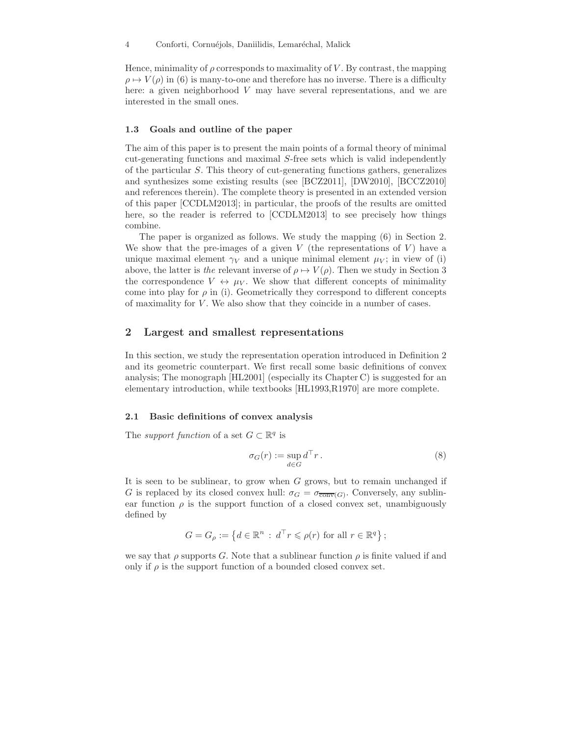Hence, minimality of $\rho$ corresponds to maximality of $V$. By contrast, the mapping $\rho \mapsto V(\rho)$ in (6) is many-to-one and therefore has no inverse. There is a difficulty here: a given neighborhood $V$ may have several representations, and we are interested in the small ones.

### 1.3 Goals and outline of the paper

The aim of this paper is to present the main points of a formal theory of minimal cut-generating functions and maximal $S$-free sets which is valid independently of the particular $S$. This theory of cut-generating functions gathers, generalizes and synthesizes some existing results (see [BCZ2011], [DW2010], [BCCZ2010] and references therein). The complete theory is presented in an extended version of this paper [CCDLM2013]; in particular, the proofs of the results are omitted here, so the reader is referred to [CCDLM2013] to see precisely how things combine.

The paper is organized as follows. We study the mapping (6) in Section 2. We show that the pre-images of a given $V$ (the representations of $V$) have a unique maximal element $\gamma_V$ and a unique minimal element $\mu_V$; in view of (i) above, the latter is *the* relevant inverse of $\rho \mapsto V(\rho)$. Then we study in Section 3 the correspondence $V \leftrightarrow \mu_V$. We show that different concepts of minimality come into play for $\rho$ in (i). Geometrically they correspond to different concepts of maximality for $V$. We also show that they coincide in a number of cases.

## 2 Largest and smallest representations

In this section, we study the representation operation introduced in Definition 2 and its geometric counterpart. We first recall some basic definitions of convex analysis; The monograph [HL2001] (especially its Chapter C) is suggested for an elementary introduction, while textbooks [HL1993,R1970] are more complete.

### 2.1 Basic definitions of convex analysis

The *support function* of a set $G \subset \mathbb{R}^q$ is

$$\sigma_G(r) := \sup_{d \in G} d^\top r \,. \tag{8}$$

It is seen to be sublinear, to grow when $G$ grows, but to remain unchanged if $G$ is replaced by its closed convex hull: $\sigma_G = \sigma_{\overline{\mathrm{conv}}(G)}$. Conversely, any sublinear function $\rho$ is the support function of a closed convex set, unambiguously defined by

$$G = G_\rho := \left\{ d \in \mathbb{R}^n \,:\, d^\top r \leqslant \rho(r) \text{ for all } r \in \mathbb{R}^q \right\};$$

we say that $\rho$ supports $G$. Note that a sublinear function $\rho$ is finite valued if and only if $\rho$ is the support function of a bounded closed convex set.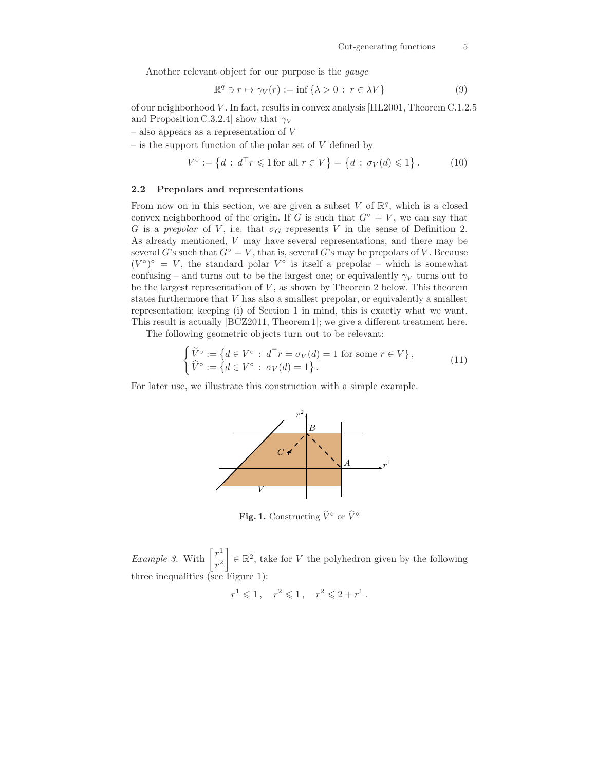Another relevant object for our purpose is the *gauge*

$$\mathbb{R}^q \ni r \mapsto \gamma_V(r) := \inf\{\lambda > 0 \, : \, r \in \lambda V\} \tag{9}$$

of our neighborhood $V$. In fact, results in convex analysis [HL2001, Theorem C.1.2.5 and Proposition C.3.2.4] show that $\gamma_V$

– also appears as a representation of $V$

– is the support function of the polar set of $V$ defined by

$$V^\circ := \left\{d \, : \, d^\top r \leqslant 1 \text{ for all } r \in V\right\} = \left\{d \, : \, \sigma_V(d) \leqslant 1\right\}. \tag{10}$$

### 2.2 Prepolars and representations

From now on in this section, we are given a subset $V$ of $\mathbb{R}^q$, which is a closed convex neighborhood of the origin. If $G$ is such that $G^\circ = V$, we can say that $G$ is a *prepolar* of $V$, i.e. that $\sigma_G$ represents $V$ in the sense of Definition 2. As already mentioned, $V$ may have several representations, and there may be several $G$'s such that $G^\circ = V$, that is, several $G$'s may be prepolars of $V$. Because $(V^\circ)^\circ = V$, the standard polar $V^\circ$ is itself a prepolar – which is somewhat confusing – and turns out to be the largest one; or equivalently $\gamma_V$ turns out to be the largest representation of $V$, as shown by Theorem 2 below. This theorem states furthermore that $V$ has also a smallest prepolar, or equivalently a smallest representation; keeping (i) of Section 1 in mind, this is exactly what we want. This result is actually [BCZ2011, Theorem 1]; we give a different treatment here.

The following geometric objects turn out to be relevant:

$$\begin{cases} \widetilde{V}^\circ := \left\{d \in V^\circ \, : \, d^\top r = \sigma_V(d) = 1 \text{ for some } r \in V\right\}, \\ \widehat{V}^\circ := \left\{d \in V^\circ \, : \, \sigma_V(d) = 1\right\}. \end{cases} \tag{11}$$

For later use, we illustrate this construction with a simple example.

**Fig. 1.** Constructing $\widetilde{V}^\circ$ or $\widehat{V}^\circ$

*Example 3.* With $\begin{bmatrix} r^1 \\ r^2 \end{bmatrix} \in \mathbb{R}^2$, take for $V$ the polyhedron given by the following three inequalities (see Figure 1):

$$r^1 \leqslant 1\,, \quad r^2 \leqslant 1\,, \quad r^2 \leqslant 2 + r^1\,.$$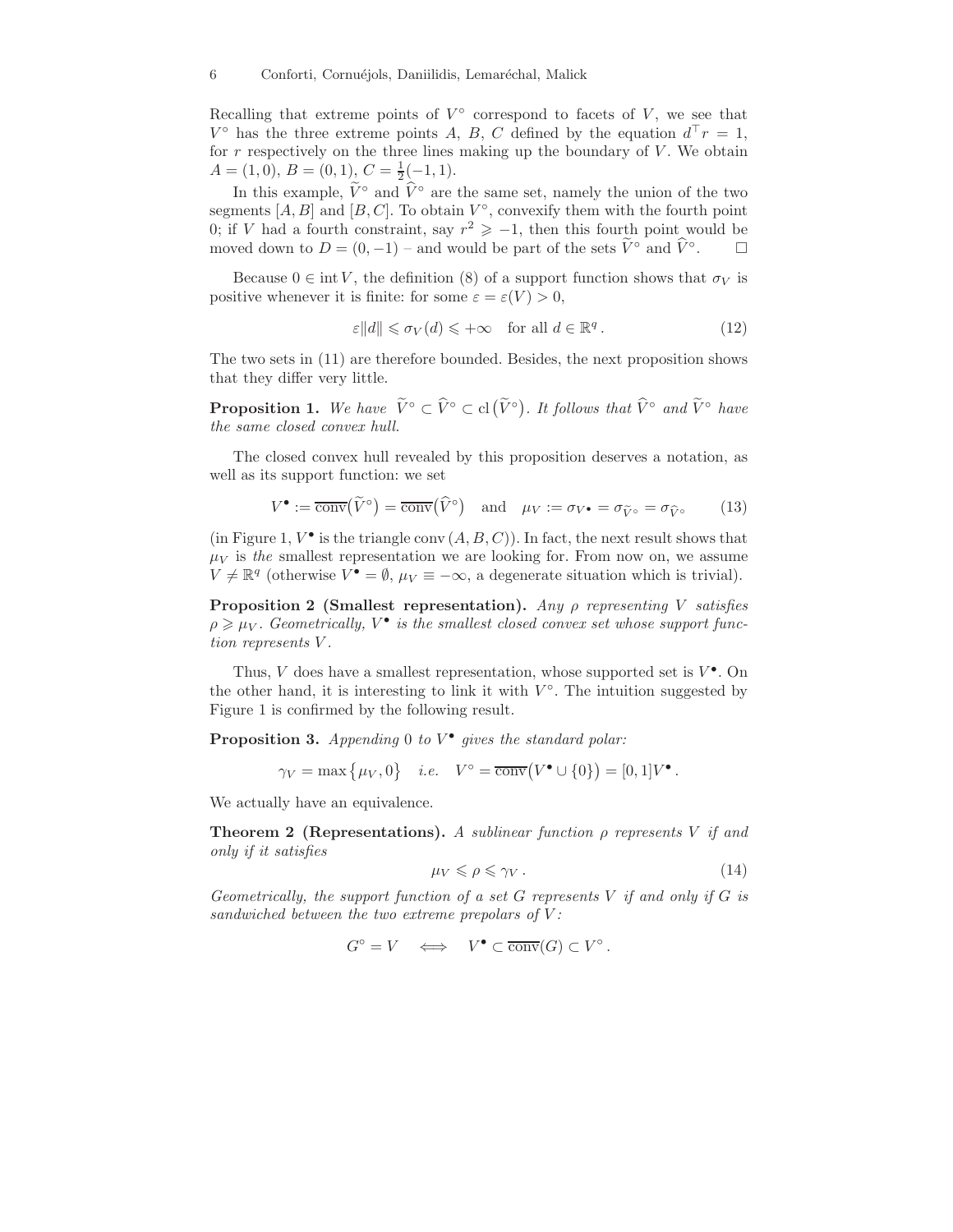Recalling that extreme points of $V^\circ$ correspond to facets of $V$, we see that $V^\circ$ has the three extreme points $A$, $B$, $C$ defined by the equation $d^\top r = 1$, for $r$ respectively on the three lines making up the boundary of $V$. We obtain $A = (1, 0)$, $B = (0, 1)$, $C = \frac{1}{2}(-1, 1)$.

In this example, $\widetilde{V}^\circ$ and $\widehat{V}^\circ$ are the same set, namely the union of the two segments $[A, B]$ and $[B, C]$. To obtain $V^\circ$, convexify them with the fourth point 0; if $V$ had a fourth constraint, say $r^2 \geqslant -1$, then this fourth point would be moved down to $D = (0, -1)$ – and would be part of the sets $\widetilde{V}^\circ$ and $\widehat{V}^\circ$. $\square$

Because $0 \in \operatorname{int} V$, the definition (8) of a support function shows that $\sigma_V$ is positive whenever it is finite: for some $\varepsilon = \varepsilon(V) > 0$,

$$\varepsilon \|d\| \leqslant \sigma_V(d) \leqslant +\infty \quad \text{for all } d \in \mathbb{R}^q\,. \tag{12}$$

The two sets in (11) are therefore bounded. Besides, the next proposition shows that they differ very little.

**Proposition 1.** *We have $\widetilde{V}^\circ \subset \widehat{V}^\circ \subset \operatorname{cl}\big(\widetilde{V}^\circ\big)$. It follows that $\widehat{V}^\circ$ and $\widetilde{V}^\circ$ have the same closed convex hull.*

The closed convex hull revealed by this proposition deserves a notation, as well as its support function: we set

$$V^\bullet := \overline{\operatorname{conv}}\big(\widetilde{V}^\circ\big) = \overline{\operatorname{conv}}\big(\widehat{V}^\circ\big) \quad \text{and} \quad \mu_V := \sigma_{V^\bullet} = \sigma_{\widetilde{V}^\circ} = \sigma_{\widehat{V}^\circ} \tag{13}$$

(in Figure 1, $V^\bullet$ is the triangle $\operatorname{conv}(A, B, C)$). In fact, the next result shows that $\mu_V$ is *the* smallest representation we are looking for. From now on, we assume $V \neq \mathbb{R}^q$ (otherwise $V^\bullet = \emptyset$, $\mu_V \equiv -\infty$, a degenerate situation which is trivial).

**Proposition 2 (Smallest representation).** *Any $\rho$ representing $V$ satisfies $\rho \geqslant \mu_V$. Geometrically, $V^\bullet$ is the smallest closed convex set whose support function represents $V$.*

Thus, $V$ does have a smallest representation, whose supported set is $V^\bullet$. On the other hand, it is interesting to link it with $V^\circ$. The intuition suggested by Figure 1 is confirmed by the following result.

**Proposition 3.** *Appending 0 to $V^\bullet$ gives the standard polar:*

$$\gamma_V = \max\big\{\mu_V, 0\big\} \quad i.e. \quad V^\circ = \overline{\operatorname{conv}}\big(V^\bullet \cup \{0\}\big) = [0, 1]V^\bullet\,.$$

We actually have an equivalence.

**Theorem 2 (Representations).** *A sublinear function $\rho$ represents $V$ if and only if it satisfies*

$$\mu_V \leqslant \rho \leqslant \gamma_V\,. \tag{14}$$

*Geometrically, the support function of a set $G$ represents $V$ if and only if $G$ is sandwiched between the two extreme prepolars of $V$:*

$$G^\circ = V \quad \Longleftrightarrow \quad V^\bullet \subset \overline{\operatorname{conv}}(G) \subset V^\circ\,.$$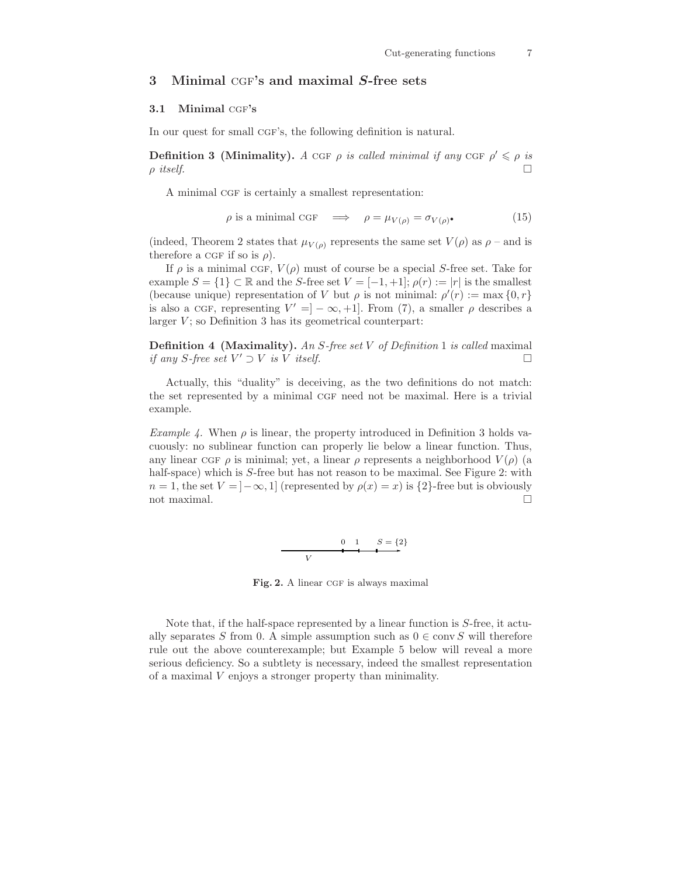## 3 Minimal CGF's and maximal $S$-free sets

### 3.1 Minimal CGF's

In our quest for small CGF's, the following definition is natural.

**Definition 3 (Minimality).** *A* CGF $\rho$ *is called minimal if any* CGF $\rho' \leqslant \rho$ *is* $\rho$ *itself.* □

A minimal CGF is certainly a smallest representation:

$$\rho \text{ is a minimal CGF} \quad \Longrightarrow \quad \rho = \mu_{V(\rho)} = \sigma_{V(\rho)^\bullet} \tag{15}$$

(indeed, Theorem 2 states that $\mu_{V(\rho)}$ represents the same set $V(\rho)$ as $\rho$ – and is therefore a CGF if so is $\rho$).

If $\rho$ is a minimal CGF, $V(\rho)$ must of course be a special $S$-free set. Take for example $S = \{1\} \subset \mathbb{R}$ and the $S$-free set $V = [-1, +1]$; $\rho(r) := |r|$ is the smallest (because unique) representation of $V$ but $\rho$ is not minimal: $\rho'(r) := \max\{0, r\}$ is also a CGF, representing $V' = ]-\infty, +1]$. From (7), a smaller $\rho$ describes a larger $V$; so Definition 3 has its geometrical counterpart:

**Definition 4 (Maximality).** *An $S$-free set $V$ of Definition* 1 *is called* maximal *if any $S$-free set $V' \supset V$ is $V$ itself.* □

Actually, this "duality" is deceiving, as the two definitions do not match: the set represented by a minimal CGF need not be maximal. Here is a trivial example.

*Example 4.* When $\rho$ is linear, the property introduced in Definition 3 holds vacuously: no sublinear function can properly lie below a linear function. Thus, any linear CGF $\rho$ is minimal; yet, a linear $\rho$ represents a neighborhood $V(\rho)$ (a half-space) which is $S$-free but has not reason to be maximal. See Figure 2: with $n = 1$, the set $V = ]-\infty, 1]$ (represented by $\rho(x) = x$) is $\{2\}$-free but is obviously not maximal. □

**Fig. 2.** A linear CGF is always maximal

Note that, if the half-space represented by a linear function is $S$-free, it actually separates $S$ from 0. A simple assumption such as $0 \in \operatorname{conv} S$ will therefore rule out the above counterexample; but Example 5 below will reveal a more serious deficiency. So a subtlety is necessary, indeed the smallest representation of a maximal $V$ enjoys a stronger property than minimality.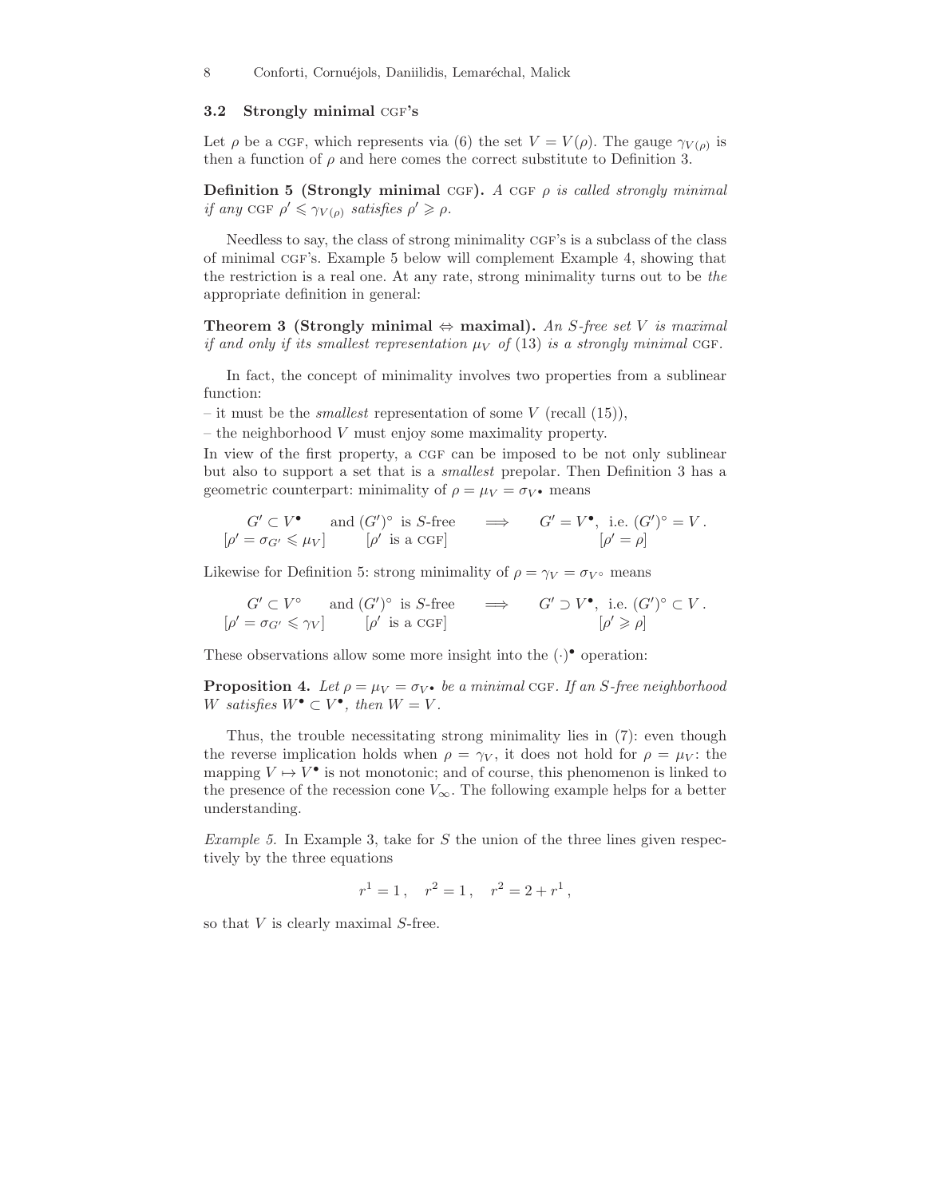### 3.2 Strongly minimal CGF's

Let $\rho$ be a CGF, which represents via (6) the set $V = V(\rho)$. The gauge $\gamma_{V(\rho)}$ is then a function of $\rho$ and here comes the correct substitute to Definition 3.

**Definition 5 (Strongly minimal CGF).** *A CGF $\rho$ is called strongly minimal if any CGF $\rho' \leqslant \gamma_{V(\rho)}$ satisfies $\rho' \geqslant \rho$.*

Needless to say, the class of strong minimality CGF's is a subclass of the class of minimal CGF's. Example 5 below will complement Example 4, showing that the restriction is a real one. At any rate, strong minimality turns out to be *the* appropriate definition in general:

**Theorem 3 (Strongly minimal ⇔ maximal).** *An $S$-free set $V$ is maximal if and only if its smallest representation $\mu_V$ of (13) is a strongly minimal CGF.*

In fact, the concept of minimality involves two properties from a sublinear function:

– it must be the *smallest* representation of some $V$ (recall (15)),

– the neighborhood $V$ must enjoy some maximality property.

In view of the first property, a CGF can be imposed to be not only sublinear but also to support a set that is a *smallest* prepolar. Then Definition 3 has a geometric counterpart: minimality of $\rho = \mu_V = \sigma_{V^\bullet}$ means

$$\begin{array}{ccccc} G' \subset V^\bullet & \text{and } (G')^\circ \text{ is } S\text{-free} & \Longrightarrow & G' = V^\bullet, \text{ i.e. } (G')^\circ = V\,. \\ {[\rho' = \sigma_{G'} \leqslant \mu_V]} & [\rho' \text{ is a CGF}] & & [\rho' = \rho] \end{array}$$

Likewise for Definition 5: strong minimality of $\rho = \gamma_V = \sigma_{V^\circ}$ means

$$\begin{array}{ccccc} G' \subset V^\circ & \text{and } (G')^\circ \text{ is } S\text{-free} & \Longrightarrow & G' \supset V^\bullet, \text{ i.e. } (G')^\circ \subset V\,. \\ {[\rho' = \sigma_{G'} \leqslant \gamma_V]} & [\rho' \text{ is a CGF}] & & [\rho' \geqslant \rho] \end{array}$$

These observations allow some more insight into the $(\cdot)^\bullet$ operation:

**Proposition 4.** *Let $\rho = \mu_V = \sigma_{V^\bullet}$ be a minimal CGF. If an $S$-free neighborhood $W$ satisfies $W^\bullet \subset V^\bullet$, then $W = V$.*

Thus, the trouble necessitating strong minimality lies in (7): even though the reverse implication holds when $\rho = \gamma_V$, it does not hold for $\rho = \mu_V$: the mapping $V \mapsto V^\bullet$ is not monotonic; and of course, this phenomenon is linked to the presence of the recession cone $V_\infty$. The following example helps for a better understanding.

*Example 5.* In Example 3, take for $S$ the union of the three lines given respectively by the three equations

$$r^1 = 1\,, \quad r^2 = 1\,, \quad r^2 = 2 + r^1\,,$$

so that $V$ is clearly maximal $S$-free.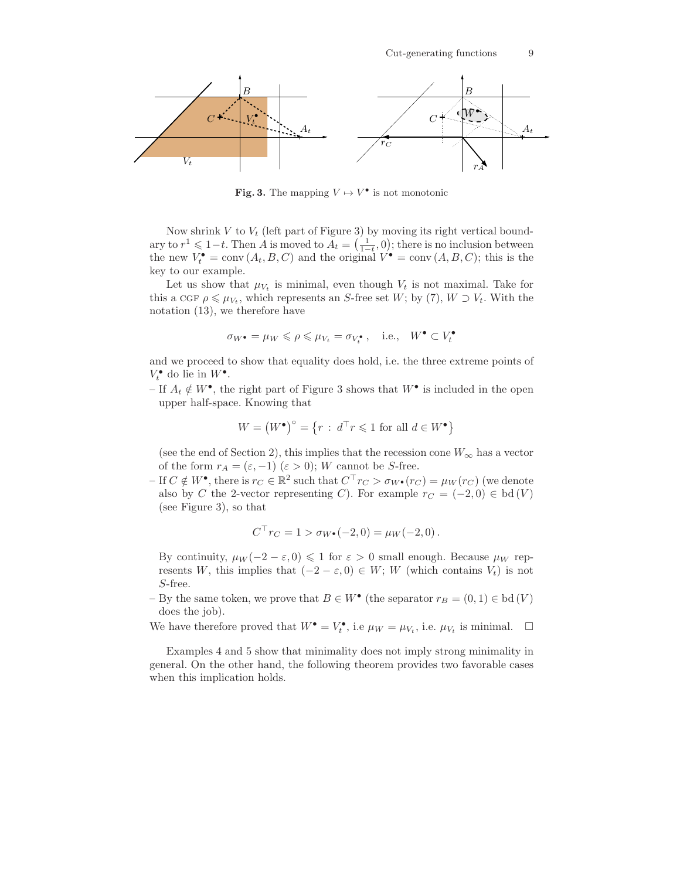**Fig. 3.** The mapping $V \mapsto V^\bullet$ is not monotonic

Now shrink $V$ to $V_t$ (left part of Figure 3) by moving its right vertical boundary to $r^1 \leqslant 1-t$. Then $A$ is moved to $A_t = \left(\frac{1}{1-t}, 0\right)$; there is no inclusion between the new $V_t^\bullet = \operatorname{conv}(A_t, B, C)$ and the original $V^\bullet = \operatorname{conv}(A, B, C)$; this is the key to our example.

Let us show that $\mu_{V_t}$ is minimal, even though $V_t$ is not maximal. Take for this a CGF $\rho \leqslant \mu_{V_t}$, which represents an $S$-free set $W$; by (7), $W \supset V_t$. With the notation (13), we therefore have

$$\sigma_{W^\bullet} = \mu_W \leqslant \rho \leqslant \mu_{V_t} = \sigma_{V_t^\bullet}, \quad \text{i.e.,} \quad W^\bullet \subset V_t^\bullet$$

and we proceed to show that equality does hold, i.e. the three extreme points of $V_t^\bullet$ do lie in $W^\bullet$.

- If $A_t \notin W^\bullet$, the right part of Figure 3 shows that $W^\bullet$ is included in the open upper half-space. Knowing that

$$W = \left(W^\bullet\right)^\circ = \left\{r \, : \, d^\top r \leqslant 1 \text{ for all } d \in W^\bullet\right\}$$

  (see the end of Section 2), this implies that the recession cone $W_\infty$ has a vector of the form $r_A = (\varepsilon, -1)$ $(\varepsilon > 0)$; $W$ cannot be $S$-free.
- If $C \notin W^\bullet$, there is $r_C \in \mathbb{R}^2$ such that $C^\top r_C > \sigma_{W^\bullet}(r_C) = \mu_W(r_C)$ (we denote also by $C$ the 2-vector representing $C$). For example $r_C = (-2, 0) \in \operatorname{bd}(V)$ (see Figure 3), so that

$$C^\top r_C = 1 > \sigma_{W^\bullet}(-2, 0) = \mu_W(-2, 0)\,.$$

  By continuity, $\mu_W(-2-\varepsilon, 0) \leqslant 1$ for $\varepsilon > 0$ small enough. Because $\mu_W$ represents $W$, this implies that $(-2-\varepsilon, 0) \in W$; $W$ (which contains $V_t$) is not $S$-free.
- By the same token, we prove that $B \in W^\bullet$ (the separator $r_B = (0, 1) \in \operatorname{bd}(V)$ does the job).

We have therefore proved that $W^\bullet = V_t^\bullet$, i.e $\mu_W = \mu_{V_t}$, i.e. $\mu_{V_t}$ is minimal. $\square$

Examples 4 and 5 show that minimality does not imply strong minimality in general. On the other hand, the following theorem provides two favorable cases when this implication holds.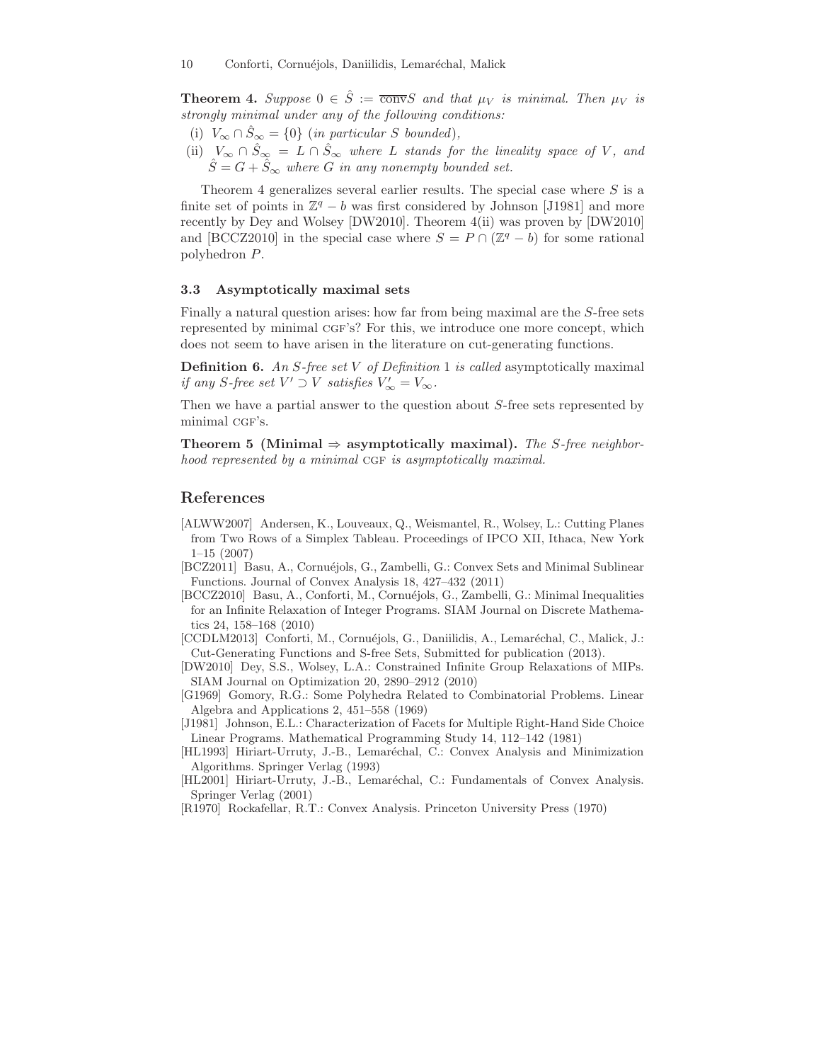**Theorem 4.** *Suppose* $0 \in \hat{S} := \overline{\mathrm{conv}} S$ *and that* $\mu_V$ *is minimal. Then* $\mu_V$ *is strongly minimal under any of the following conditions:*

(i) $V_\infty \cap \hat{S}_\infty = \{0\}$ (*in particular* $S$ *bounded*),

(ii) $V_\infty \cap \hat{S}_\infty = L \cap \hat{S}_\infty$ *where* $L$ *stands for the lineality space of* $V$*, and* $\hat{S} = G + \hat{S}_\infty$ *where* $G$ *in any nonempty bounded set.*

Theorem 4 generalizes several earlier results. The special case where $S$ is a finite set of points in $\mathbb{Z}^q - b$ was first considered by Johnson [J1981] and more recently by Dey and Wolsey [DW2010]. Theorem 4(ii) was proven by [DW2010] and [BCCZ2010] in the special case where $S = P \cap (\mathbb{Z}^q - b)$ for some rational polyhedron $P$.

### 3.3 Asymptotically maximal sets

Finally a natural question arises: how far from being maximal are the $S$-free sets represented by minimal CGF's? For this, we introduce one more concept, which does not seem to have arisen in the literature on cut-generating functions.

**Definition 6.** *An* $S$*-free set* $V$ *of Definition* 1 *is called* asymptotically maximal *if any* $S$*-free set* $V' \supset V$ *satisfies* $V'_\infty = V_\infty$.

Then we have a partial answer to the question about $S$-free sets represented by minimal CGF's.

**Theorem 5 (Minimal ⇒ asymptotically maximal).** *The* $S$*-free neighborhood represented by a minimal* CGF *is asymptotically maximal.*

## References

[ALWW2007] Andersen, K., Louveaux, Q., Weismantel, R., Wolsey, L.: Cutting Planes from Two Rows of a Simplex Tableau. Proceedings of IPCO XII, Ithaca, New York 1–15 (2007)

[BCZ2011] Basu, A., Cornuéjols, G., Zambelli, G.: Convex Sets and Minimal Sublinear Functions. Journal of Convex Analysis 18, 427–432 (2011)

[BCCZ2010] Basu, A., Conforti, M., Cornuéjols, G., Zambelli, G.: Minimal Inequalities for an Infinite Relaxation of Integer Programs. SIAM Journal on Discrete Mathematics 24, 158–168 (2010)

[CCDLM2013] Conforti, M., Cornuéjols, G., Daniilidis, A., Lemaréchal, C., Malick, J.: Cut-Generating Functions and S-free Sets, Submitted for publication (2013).

[DW2010] Dey, S.S., Wolsey, L.A.: Constrained Infinite Group Relaxations of MIPs. SIAM Journal on Optimization 20, 2890–2912 (2010)

[G1969] Gomory, R.G.: Some Polyhedra Related to Combinatorial Problems. Linear Algebra and Applications 2, 451–558 (1969)

[J1981] Johnson, E.L.: Characterization of Facets for Multiple Right-Hand Side Choice Linear Programs. Mathematical Programming Study 14, 112–142 (1981)

[HL1993] Hiriart-Urruty, J.-B., Lemaréchal, C.: Convex Analysis and Minimization Algorithms. Springer Verlag (1993)

[HL2001] Hiriart-Urruty, J.-B., Lemaréchal, C.: Fundamentals of Convex Analysis. Springer Verlag (2001)

[R1970] Rockafellar, R.T.: Convex Analysis. Princeton University Press (1970)